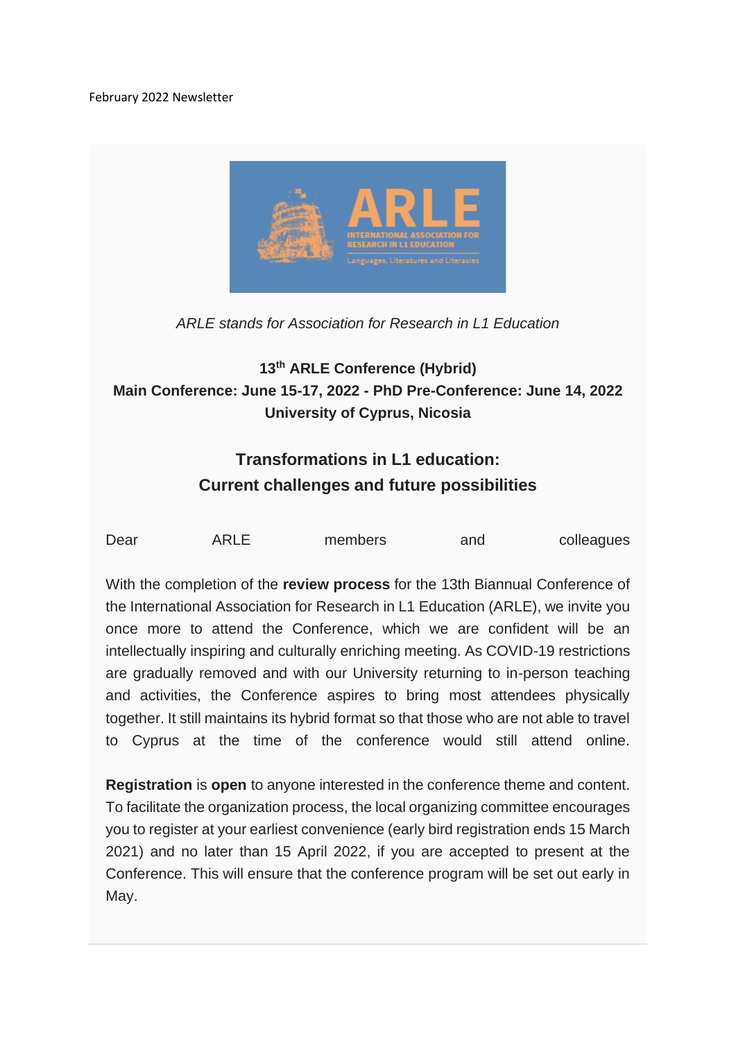February 2022 Newsletter

*ARLE stands for Association for Research in L1 Education*

**13th ARLE Conference (Hybrid)**
**Main Conference: June 15-17, 2022 - PhD Pre-Conference: June 14, 2022**
**University of Cyprus, Nicosia**

## Transformations in L1 education: Current challenges and future possibilities

Dear ARLE members and colleagues

With the completion of the **review process** for the 13th Biannual Conference of the International Association for Research in L1 Education (ARLE), we invite you once more to attend the Conference, which we are confident will be an intellectually inspiring and culturally enriching meeting. As COVID-19 restrictions are gradually removed and with our University returning to in-person teaching and activities, the Conference aspires to bring most attendees physically together. It still maintains its hybrid format so that those who are not able to travel to Cyprus at the time of the conference would still attend online.

**Registration** is **open** to anyone interested in the conference theme and content. To facilitate the organization process, the local organizing committee encourages you to register at your earliest convenience (early bird registration ends 15 March 2021) and no later than 15 April 2022, if you are accepted to present at the Conference. This will ensure that the conference program will be set out early in May.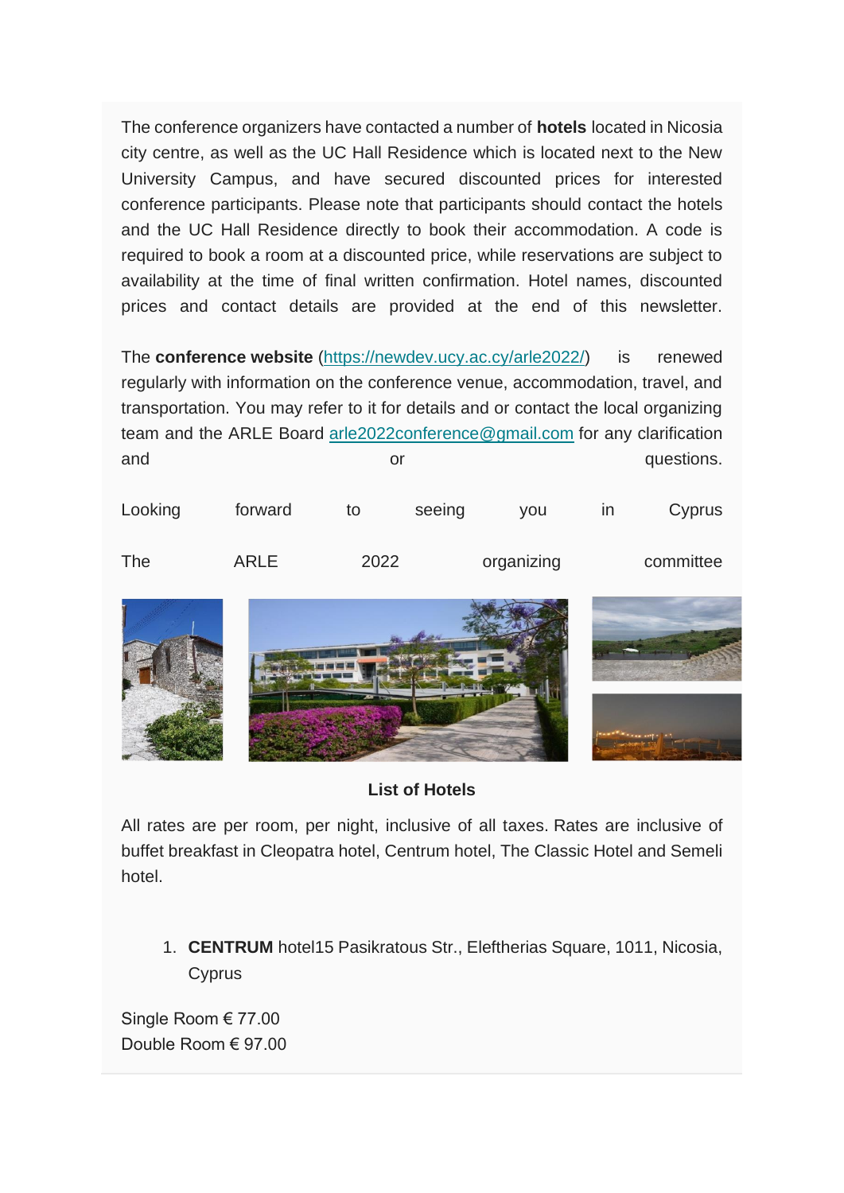The conference organizers have contacted a number of **hotels** located in Nicosia city centre, as well as the UC Hall Residence which is located next to the New University Campus, and have secured discounted prices for interested conference participants. Please note that participants should contact the hotels and the UC Hall Residence directly to book their accommodation. A code is required to book a room at a discounted price, while reservations are subject to availability at the time of final written confirmation. Hotel names, discounted prices and contact details are provided at the end of this newsletter.

The **conference website** (https://newdev.ucy.ac.cy/arle2022/) is renewed regularly with information on the conference venue, accommodation, travel, and transportation. You may refer to it for details and or contact the local organizing team and the ARLE Board arle2022conference@gmail.com for any clarification and or questions.

Looking forward to seeing you in Cyprus

The ARLE 2022 organizing committee

**List of Hotels**

All rates are per room, per night, inclusive of all taxes. Rates are inclusive of buffet breakfast in Cleopatra hotel, Centrum hotel, The Classic Hotel and Semeli hotel.

1. **CENTRUM** hotel15 Pasikratous Str., Eleftherias Square, 1011, Nicosia, Cyprus

Single Room € 77.00
Double Room € 97.00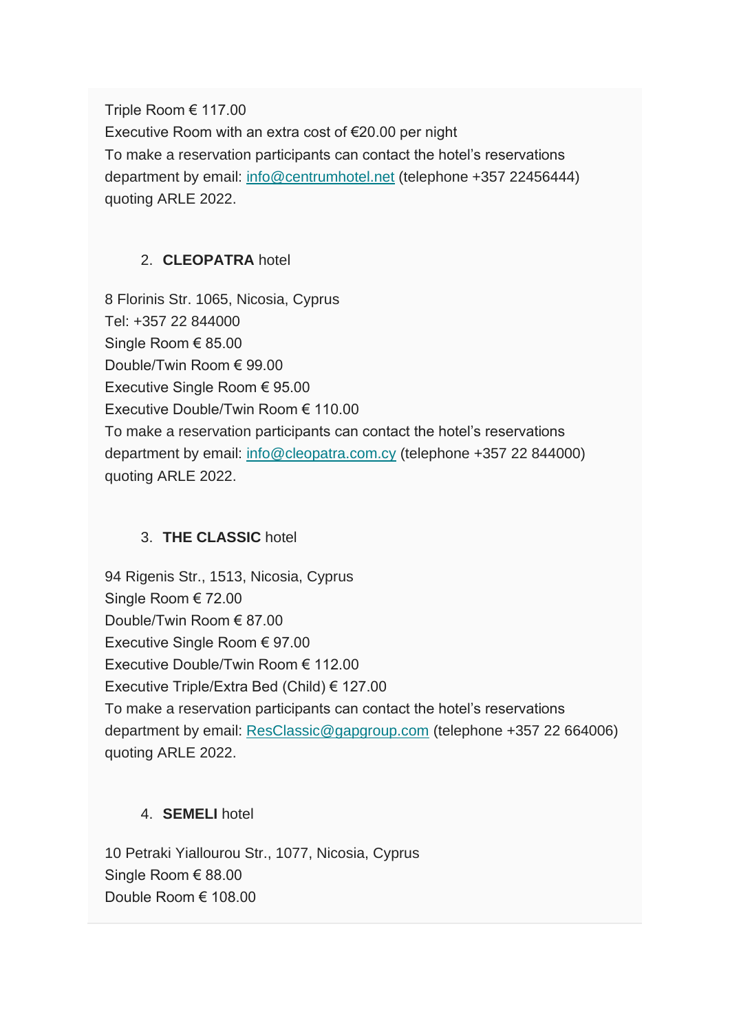Triple Room € 117.00
Executive Room with an extra cost of €20.00 per night
To make a reservation participants can contact the hotel's reservations department by email: info@centrumhotel.net (telephone +357 22456444) quoting ARLE 2022.

2. **CLEOPATRA** hotel

8 Florinis Str. 1065, Nicosia, Cyprus
Tel: +357 22 844000
Single Room € 85.00
Double/Twin Room € 99.00
Executive Single Room € 95.00
Executive Double/Twin Room € 110.00
To make a reservation participants can contact the hotel's reservations department by email: info@cleopatra.com.cy (telephone +357 22 844000) quoting ARLE 2022.

3. **THE CLASSIC** hotel

94 Rigenis Str., 1513, Nicosia, Cyprus
Single Room € 72.00
Double/Twin Room € 87.00
Executive Single Room € 97.00
Executive Double/Twin Room € 112.00
Executive Triple/Extra Bed (Child) € 127.00
To make a reservation participants can contact the hotel's reservations department by email: ResClassic@gapgroup.com (telephone +357 22 664006) quoting ARLE 2022.

4. **SEMELI** hotel

10 Petraki Yiallourou Str., 1077, Nicosia, Cyprus
Single Room € 88.00
Double Room € 108.00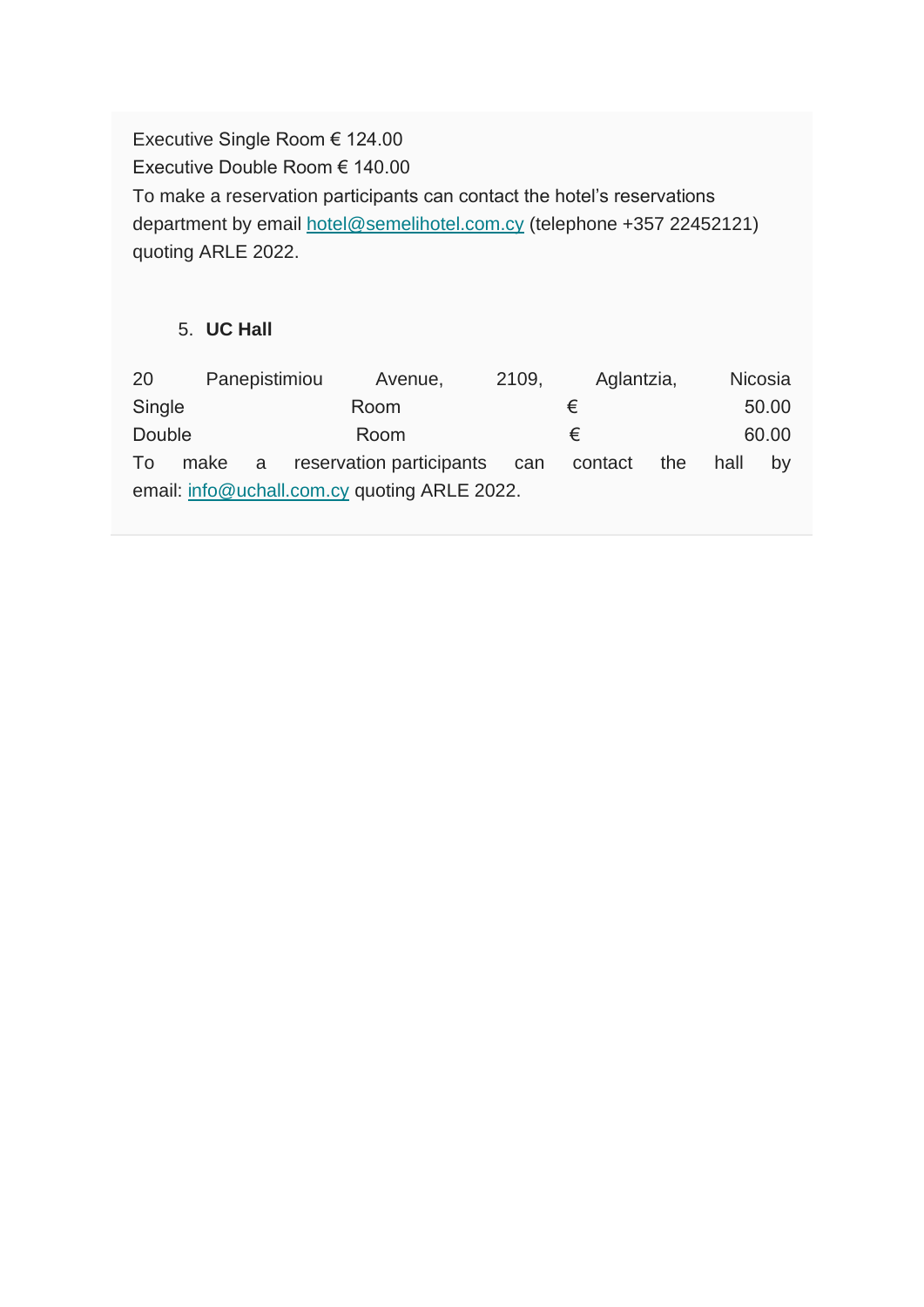Executive Single Room € 124.00
Executive Double Room € 140.00
To make a reservation participants can contact the hotel's reservations department by email hotel@semelihotel.com.cy (telephone +357 22452121) quoting ARLE 2022.

5. **UC Hall**

20 Panepistimiou Avenue, 2109, Aglantzia, Nicosia
Single Room € 50.00
Double Room € 60.00
To make a reservation participants can contact the hall by email: info@uchall.com.cy quoting ARLE 2022.